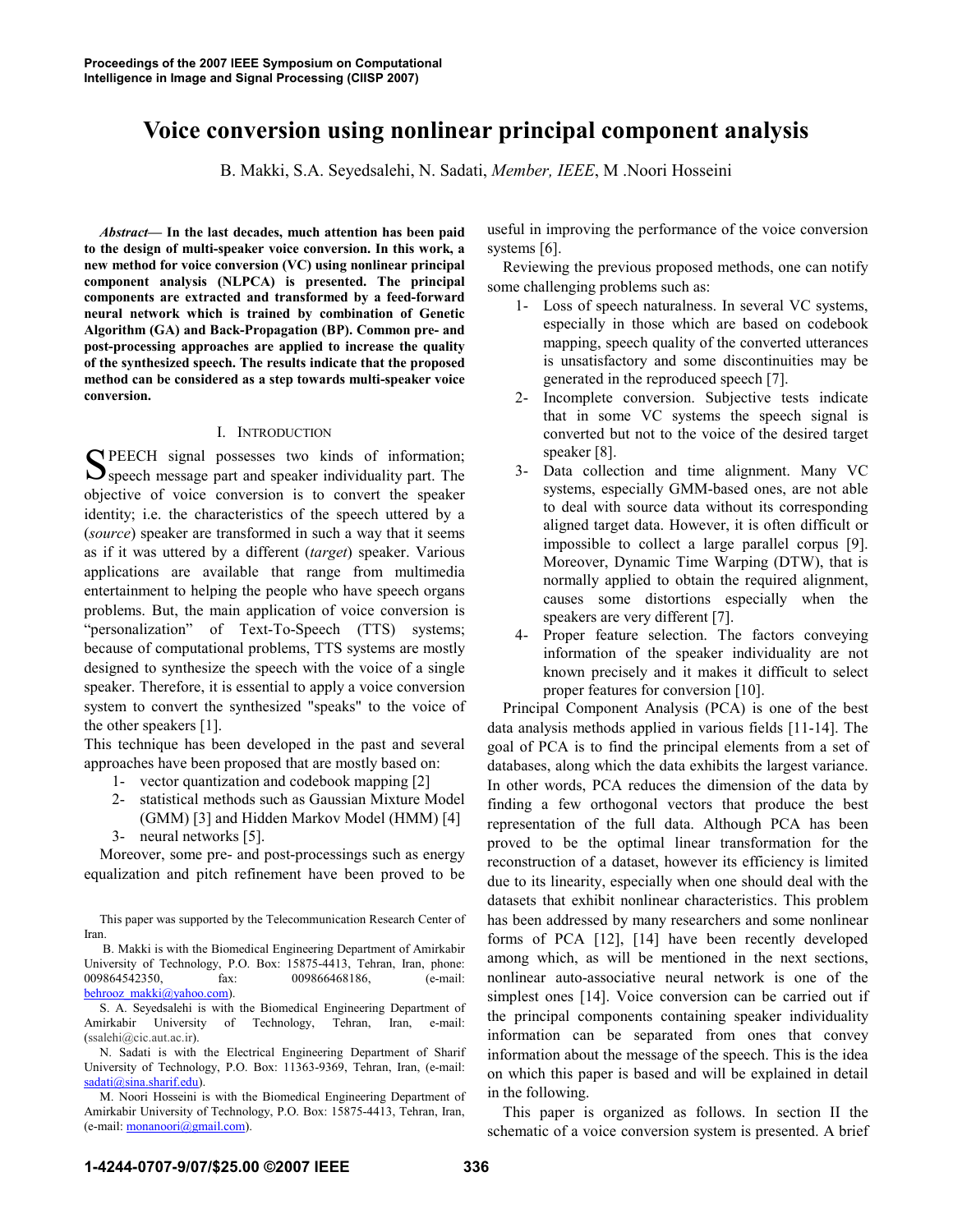Proceedings of the 2007 IEEE Symposium on Computational Intelligence in Image and Signal Processing (CIISP 2007)

# Voice conversion using nonlinear principal component analysis

B. Makki, S.A. Seyedsalehi, N. Sadati, *Member, IEEE*, M .Noori Hosseini

***Abstract*— In the last decades, much attention has been paid to the design of multi-speaker voice conversion. In this work, a new method for voice conversion (VC) using nonlinear principal component analysis (NLPCA) is presented. The principal components are extracted and transformed by a feed-forward neural network which is trained by combination of Genetic Algorithm (GA) and Back-Propagation (BP). Common pre- and post-processing approaches are applied to increase the quality of the synthesized speech. The results indicate that the proposed method can be considered as a step towards multi-speaker voice conversion.**

## I. Introduction

SPEECH signal possesses two kinds of information; speech message part and speaker individuality part. The objective of voice conversion is to convert the speaker identity; i.e. the characteristics of the speech uttered by a (*source*) speaker are transformed in such a way that it seems as if it was uttered by a different (*target*) speaker. Various applications are available that range from multimedia entertainment to helping the people who have speech organs problems. But, the main application of voice conversion is "personalization" of Text-To-Speech (TTS) systems; because of computational problems, TTS systems are mostly designed to synthesize the speech with the voice of a single speaker. Therefore, it is essential to apply a voice conversion system to convert the synthesized "speaks" to the voice of the other speakers [1].

This technique has been developed in the past and several approaches have been proposed that are mostly based on:

1- vector quantization and codebook mapping [2]
2- statistical methods such as Gaussian Mixture Model (GMM) [3] and Hidden Markov Model (HMM) [4]
3- neural networks [5].

Moreover, some pre- and post-processings such as energy equalization and pitch refinement have been proved to be useful in improving the performance of the voice conversion systems [6].

Reviewing the previous proposed methods, one can notify some challenging problems such as:

1- Loss of speech naturalness. In several VC systems, especially in those which are based on codebook mapping, speech quality of the converted utterances is unsatisfactory and some discontinuities may be generated in the reproduced speech [7].
2- Incomplete conversion. Subjective tests indicate that in some VC systems the speech signal is converted but not to the voice of the desired target speaker [8].
3- Data collection and time alignment. Many VC systems, especially GMM-based ones, are not able to deal with source data without its corresponding aligned target data. However, it is often difficult or impossible to collect a large parallel corpus [9]. Moreover, Dynamic Time Warping (DTW), that is normally applied to obtain the required alignment, causes some distortions especially when the speakers are very different [7].
4- Proper feature selection. The factors conveying information of the speaker individuality are not known precisely and it makes it difficult to select proper features for conversion [10].

Principal Component Analysis (PCA) is one of the best data analysis methods applied in various fields [11-14]. The goal of PCA is to find the principal elements from a set of databases, along which the data exhibits the largest variance. In other words, PCA reduces the dimension of the data by finding a few orthogonal vectors that produce the best representation of the full data. Although PCA has been proved to be the optimal linear transformation for the reconstruction of a dataset, however its efficiency is limited due to its linearity, especially when one should deal with the datasets that exhibit nonlinear characteristics. This problem has been addressed by many researchers and some nonlinear forms of PCA [12], [14] have been recently developed among which, as will be mentioned in the next sections, nonlinear auto-associative neural network is one of the simplest ones [14]. Voice conversion can be carried out if the principal components containing speaker individuality information can be separated from ones that convey information about the message of the speech. This is the idea on which this paper is based and will be explained in detail in the following.

This paper is organized as follows. In section II the schematic of a voice conversion system is presented. A brief

This paper was supported by the Telecommunication Research Center of Iran.

B. Makki is with the Biomedical Engineering Department of Amirkabir University of Technology, P.O. Box: 15875-4413, Tehran, Iran, phone: 009864542350, fax: 009866468186, (e-mail: behrooz_makki@yahoo.com).

S. A. Seyedsalehi is with the Biomedical Engineering Department of Amirkabir University of Technology, Tehran, Iran, e-mail: (ssalehi@cic.aut.ac.ir).

N. Sadati is with the Electrical Engineering Department of Sharif University of Technology, P.O. Box: 11363-9369, Tehran, Iran, (e-mail: sadati@sina.sharif.edu).

M. Noori Hosseini is with the Biomedical Engineering Department of Amirkabir University of Technology, P.O. Box: 15875-4413, Tehran, Iran, (e-mail: monanoori@gmail.com).

1-4244-0707-9/07/$25.00 ©2007 IEEE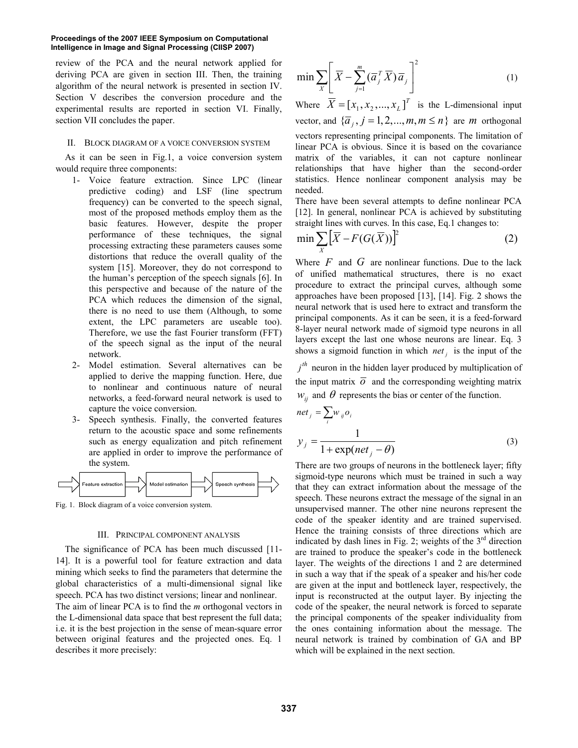review of the PCA and the neural network applied for deriving PCA are given in section III. Then, the training algorithm of the neural network is presented in section IV. Section V describes the conversion procedure and the experimental results are reported in section VI. Finally, section VII concludes the paper.

## II. BLOCK DIAGRAM OF A VOICE CONVERSION SYSTEM

As it can be seen in Fig.1, a voice conversion system would require three components:

1- Voice feature extraction. Since LPC (linear predictive coding) and LSF (line spectrum frequency) can be converted to the speech signal, most of the proposed methods employ them as the basic features. However, despite the proper performance of these techniques, the signal processing extracting these parameters causes some distortions that reduce the overall quality of the system [15]. Moreover, they do not correspond to the human's perception of the speech signals [6]. In this perspective and because of the nature of the PCA which reduces the dimension of the signal, there is no need to use them (Although, to some extent, the LPC parameters are useable too). Therefore, we use the fast Fourier transform (FFT) of the speech signal as the input of the neural network.

2- Model estimation. Several alternatives can be applied to derive the mapping function. Here, due to nonlinear and continuous nature of neural networks, a feed-forward neural network is used to capture the voice conversion.

3- Speech synthesis. Finally, the converted features return to the acoustic space and some refinements such as energy equalization and pitch refinement are applied in order to improve the performance of the system.

Feature extraction → Model estimation → Speech synthesis

Fig. 1. Block diagram of a voice conversion system.

## III. PRINCIPAL COMPONENT ANALYSIS

The significance of PCA has been much discussed [11-14]. It is a powerful tool for feature extraction and data mining which seeks to find the parameters that determine the global characteristics of a multi-dimensional signal like speech. PCA has two distinct versions; linear and nonlinear.

The aim of linear PCA is to find the *m* orthogonal vectors in the L-dimensional data space that best represent the full data; i.e. it is the best projection in the sense of mean-square error between original features and the projected ones. Eq. 1 describes it more precisely:

$$\min \sum_{X} \left[ \overline{X} - \sum_{j=1}^{m} (\overline{a}_j^T \overline{X}) \overline{a}_j \right]^2 \tag{1}$$

Where $\overline{X} = [x_1, x_2, ..., x_L]^T$ is the L-dimensional input vector, and $\{\overline{a}_j, j = 1, 2, ..., m, m \le n\}$ are $m$ orthogonal vectors representing principal components. The limitation of linear PCA is obvious. Since it is based on the covariance matrix of the variables, it can not capture nonlinear relationships that have higher than the second-order statistics. Hence nonlinear component analysis may be needed.

There have been several attempts to define nonlinear PCA [12]. In general, nonlinear PCA is achieved by substituting straight lines with curves. In this case, Eq.1 changes to:

$$\min \sum_{X} \left[ \overline{X} - F(G(\overline{X})) \right]^2 \tag{2}$$

Where $F$ and $G$ are nonlinear functions. Due to the lack of unified mathematical structures, there is no exact procedure to extract the principal curves, although some approaches have been proposed [13], [14]. Fig. 2 shows the neural network that is used here to extract and transform the principal components. As it can be seen, it is a feed-forward 8-layer neural network made of sigmoid type neurons in all layers except the last one whose neurons are linear. Eq. 3 shows a sigmoid function in which $net_j$ is the input of the $j^{th}$ neuron in the hidden layer produced by multiplication of the input matrix $\overline{o}$ and the corresponding weighting matrix $w_{ij}$ and $\theta$ represents the bias or center of the function.

$$net_j = \sum_i w_{ij} o_i$$

$$y_j = \frac{1}{1 + \exp(net_j - \theta)} \tag{3}$$

There are two groups of neurons in the bottleneck layer; fifty sigmoid-type neurons which must be trained in such a way that they can extract information about the message of the speech. These neurons extract the message of the signal in an unsupervised manner. The other nine neurons represent the code of the speaker identity and are trained supervised. Hence the training consists of three directions which are indicated by dash lines in Fig. 2; weights of the 3rd direction are trained to produce the speaker's code in the bottleneck layer. The weights of the directions 1 and 2 are determined in such a way that if the speak of a speaker and his/her code are given at the input and bottleneck layer, respectively, the input is reconstructed at the output layer. By injecting the code of the speaker, the neural network is forced to separate the principal components of the speaker individuality from the ones containing information about the message. The neural network is trained by combination of GA and BP which will be explained in the next section.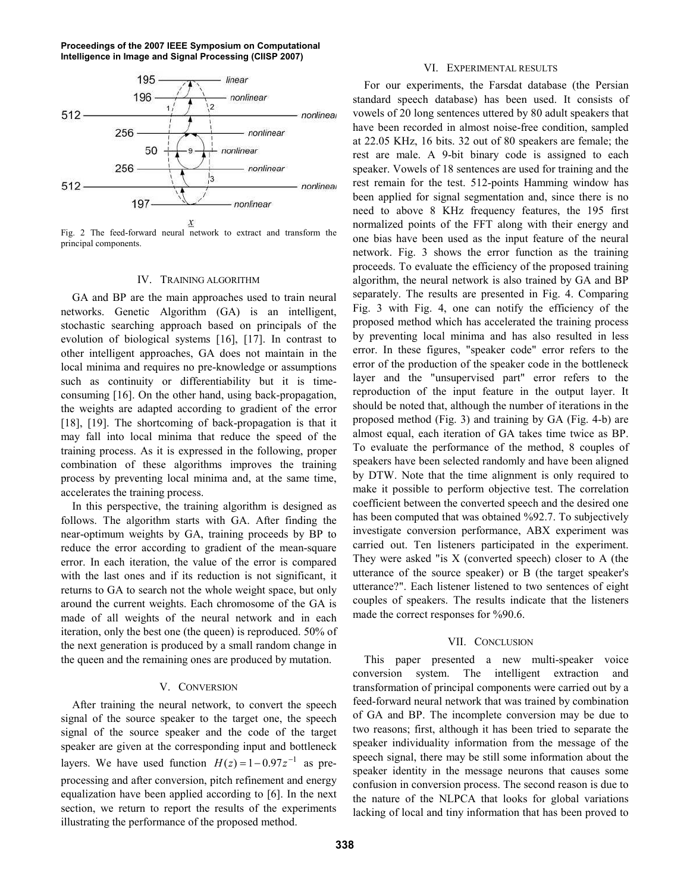Fig. 2 The feed-forward neural network to extract and transform the principal components.

## IV. Training algorithm

GA and BP are the main approaches used to train neural networks. Genetic Algorithm (GA) is an intelligent, stochastic searching approach based on principals of the evolution of biological systems [16], [17]. In contrast to other intelligent approaches, GA does not maintain in the local minima and requires no pre-knowledge or assumptions such as continuity or differentiability but it is time-consuming [16]. On the other hand, using back-propagation, the weights are adapted according to gradient of the error [18], [19]. The shortcoming of back-propagation is that it may fall into local minima that reduce the speed of the training process. As it is expressed in the following, proper combination of these algorithms improves the training process by preventing local minima and, at the same time, accelerates the training process.

In this perspective, the training algorithm is designed as follows. The algorithm starts with GA. After finding the near-optimum weights by GA, training proceeds by BP to reduce the error according to gradient of the mean-square error. In each iteration, the value of the error is compared with the last ones and if its reduction is not significant, it returns to GA to search not the whole weight space, but only around the current weights. Each chromosome of the GA is made of all weights of the neural network and in each iteration, only the best one (the queen) is reproduced. 50% of the next generation is produced by a small random change in the queen and the remaining ones are produced by mutation.

## V. Conversion

After training the neural network, to convert the speech signal of the source speaker to the target one, the speech signal of the source speaker and the code of the target speaker are given at the corresponding input and bottleneck layers. We have used function $H(z) = 1 - 0.97z^{-1}$ as pre-processing and after conversion, pitch refinement and energy equalization have been applied according to [6]. In the next section, we return to report the results of the experiments illustrating the performance of the proposed method.

## VI. Experimental results

For our experiments, the Farsdat database (the Persian standard speech database) has been used. It consists of vowels of 20 long sentences uttered by 80 adult speakers that have been recorded in almost noise-free condition, sampled at 22.05 KHz, 16 bits. 32 out of 80 speakers are female; the rest are male. A 9-bit binary code is assigned to each speaker. Vowels of 18 sentences are used for training and the rest remain for the test. 512-points Hamming window has been applied for signal segmentation and, since there is no need to above 8 KHz frequency features, the 195 first normalized points of the FFT along with their energy and one bias have been used as the input feature of the neural network. Fig. 3 shows the error function as the training proceeds. To evaluate the efficiency of the proposed training algorithm, the neural network is also trained by GA and BP separately. The results are presented in Fig. 4. Comparing Fig. 3 with Fig. 4, one can notify the efficiency of the proposed method which has accelerated the training process by preventing local minima and has also resulted in less error. In these figures, "speaker code" error refers to the error of the production of the speaker code in the bottleneck layer and the "unsupervised part" error refers to the reproduction of the input feature in the output layer. It should be noted that, although the number of iterations in the proposed method (Fig. 3) and training by GA (Fig. 4-b) are almost equal, each iteration of GA takes time twice as BP. To evaluate the performance of the method, 8 couples of speakers have been selected randomly and have been aligned by DTW. Note that the time alignment is only required to make it possible to perform objective test. The correlation coefficient between the converted speech and the desired one has been computed that was obtained %92.7. To subjectively investigate conversion performance, ABX experiment was carried out. Ten listeners participated in the experiment. They were asked "is X (converted speech) closer to A (the utterance of the source speaker) or B (the target speaker's utterance?". Each listener listened to two sentences of eight couples of speakers. The results indicate that the listeners made the correct responses for %90.6.

## VII. Conclusion

This paper presented a new multi-speaker voice conversion system. The intelligent extraction and transformation of principal components were carried out by a feed-forward neural network that was trained by combination of GA and BP. The incomplete conversion may be due to two reasons; first, although it has been tried to separate the speaker individuality information from the message of the speech signal, there may be still some information about the speaker identity in the message neurons that causes some confusion in conversion process. The second reason is due to the nature of the NLPCA that looks for global variations lacking of local and tiny information that has been proved to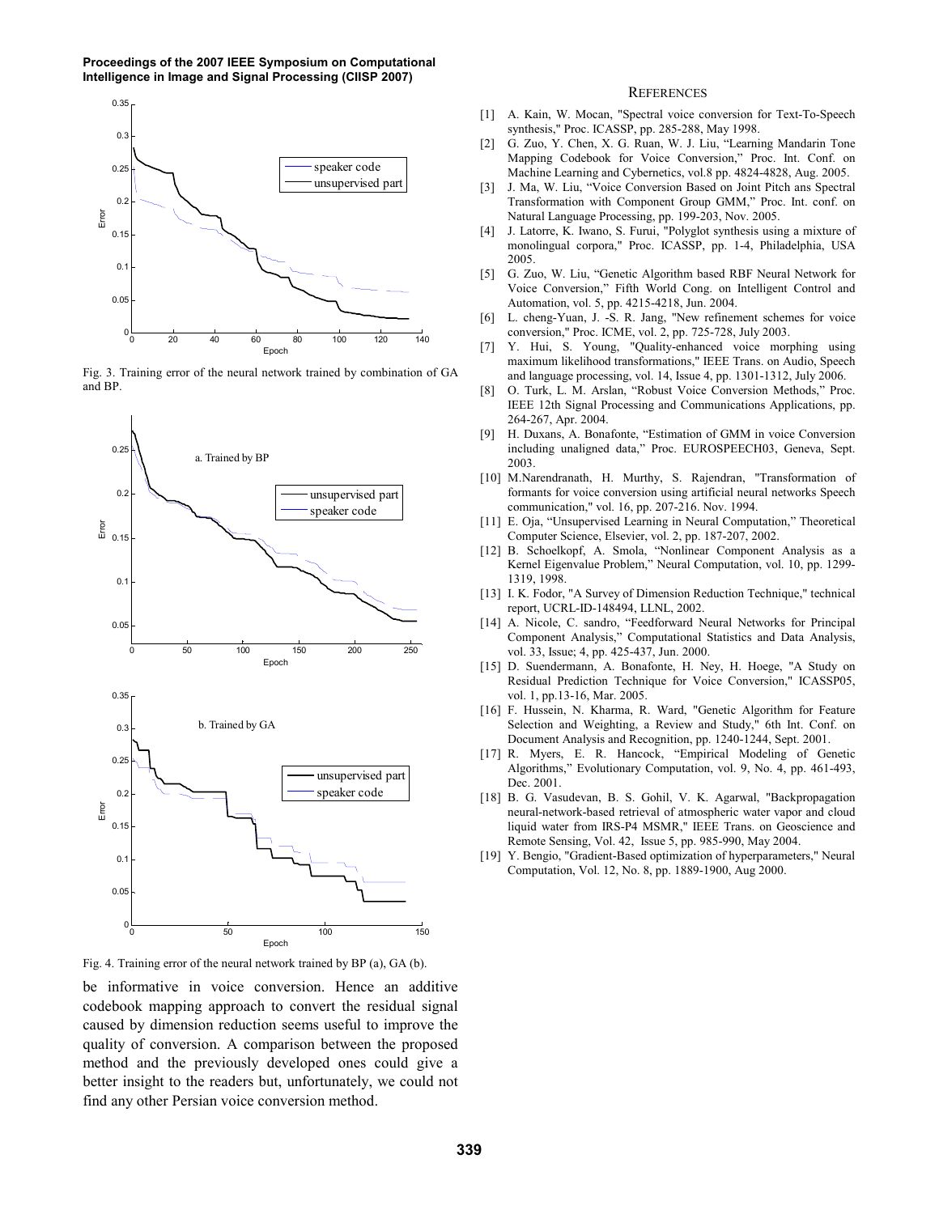0.35
0.3
0.25
0.2
0.15
0.1
0.05
0
Error
0 20 40 60 80 100 120 140
Epoch
speaker code
unsupervised part

Fig. 3. Training error of the neural network trained by combination of GA and BP.

a. Trained by BP
unsupervised part
speaker code
0.25
0.2
0.15
0.1
0.05
Error
0 50 100 150 200 250
Epoch

b. Trained by GA
unsupervised part
speaker code
0.35
0.3
0.25
0.2
0.15
0.1
0.05
0
Error
0 50 100 150
Epoch

Fig. 4. Training error of the neural network trained by BP (a), GA (b).

be informative in voice conversion. Hence an additive codebook mapping approach to convert the residual signal caused by dimension reduction seems useful to improve the quality of conversion. A comparison between the proposed method and the previously developed ones could give a better insight to the readers but, unfortunately, we could not find any other Persian voice conversion method.

## REFERENCES

[1] A. Kain, W. Mocan, "Spectral voice conversion for Text-To-Speech synthesis," Proc. ICASSP, pp. 285-288, May 1998.

[2] G. Zuo, Y. Chen, X. G. Ruan, W. J. Liu, "Learning Mandarin Tone Mapping Codebook for Voice Conversion," Proc. Int. Conf. on Machine Learning and Cybernetics, vol.8 pp. 4824-4828, Aug. 2005.

[3] J. Ma, W. Liu, "Voice Conversion Based on Joint Pitch ans Spectral Transformation with Component Group GMM," Proc. Int. conf. on Natural Language Processing, pp. 199-203, Nov. 2005.

[4] J. Latorre, K. Iwano, S. Furui, "Polyglot synthesis using a mixture of monolingual corpora," Proc. ICASSP, pp. 1-4, Philadelphia, USA 2005.

[5] G. Zuo, W. Liu, "Genetic Algorithm based RBF Neural Network for Voice Conversion," Fifth World Cong. on Intelligent Control and Automation, vol. 5, pp. 4215-4218, Jun. 2004.

[6] L. cheng-Yuan, J. -S. R. Jang, "New refinement schemes for voice conversion," Proc. ICME, vol. 2, pp. 725-728, July 2003.

[7] Y. Hui, S. Young, "Quality-enhanced voice morphing using maximum likelihood transformations," IEEE Trans. on Audio, Speech and language processing, vol. 14, Issue 4, pp. 1301-1312, July 2006.

[8] O. Turk, L. M. Arslan, "Robust Voice Conversion Methods," Proc. IEEE 12th Signal Processing and Communications Applications, pp. 264-267, Apr. 2004.

[9] H. Duxans, A. Bonafonte, "Estimation of GMM in voice Conversion including unaligned data," Proc. EUROSPEECH03, Geneva, Sept. 2003.

[10] M.Narendranath, H. Murthy, S. Rajendran, "Transformation of formants for voice conversion using artificial neural networks Speech communication," vol. 16, pp. 207-216. Nov. 1994.

[11] E. Oja, "Unsupervised Learning in Neural Computation," Theoretical Computer Science, Elsevier, vol. 2, pp. 187-207, 2002.

[12] B. Schoelkopf, A. Smola, "Nonlinear Component Analysis as a Kernel Eigenvalue Problem," Neural Computation, vol. 10, pp. 1299-1319, 1998.

[13] I. K. Fodor, "A Survey of Dimension Reduction Technique," technical report, UCRL-ID-148494, LLNL, 2002.

[14] A. Nicole, C. sandro, "Feedforward Neural Networks for Principal Component Analysis," Computational Statistics and Data Analysis, vol. 33, Issue; 4, pp. 425-437, Jun. 2000.

[15] D. Suendermann, A. Bonafonte, H. Ney, H. Hoege, "A Study on Residual Prediction Technique for Voice Conversion," ICASSP05, vol. 1, pp.13-16, Mar. 2005.

[16] F. Hussein, N. Kharma, R. Ward, "Genetic Algorithm for Feature Selection and Weighting, a Review and Study," 6th Int. Conf. on Document Analysis and Recognition, pp. 1240-1244, Sept. 2001.

[17] R. Myers, E. R. Hancock, "Empirical Modeling of Genetic Algorithms," Evolutionary Computation, vol. 9, No. 4, pp. 461-493, Dec. 2001.

[18] B. G. Vasudevan, B. S. Gohil, V. K. Agarwal, "Backpropagation neural-network-based retrieval of atmospheric water vapor and cloud liquid water from IRS-P4 MSMR," IEEE Trans. on Geoscience and Remote Sensing, Vol. 42, Issue 5, pp. 985-990, May 2004.

[19] Y. Bengio, "Gradient-Based optimization of hyperparameters," Neural Computation, Vol. 12, No. 8, pp. 1889-1900, Aug 2000.